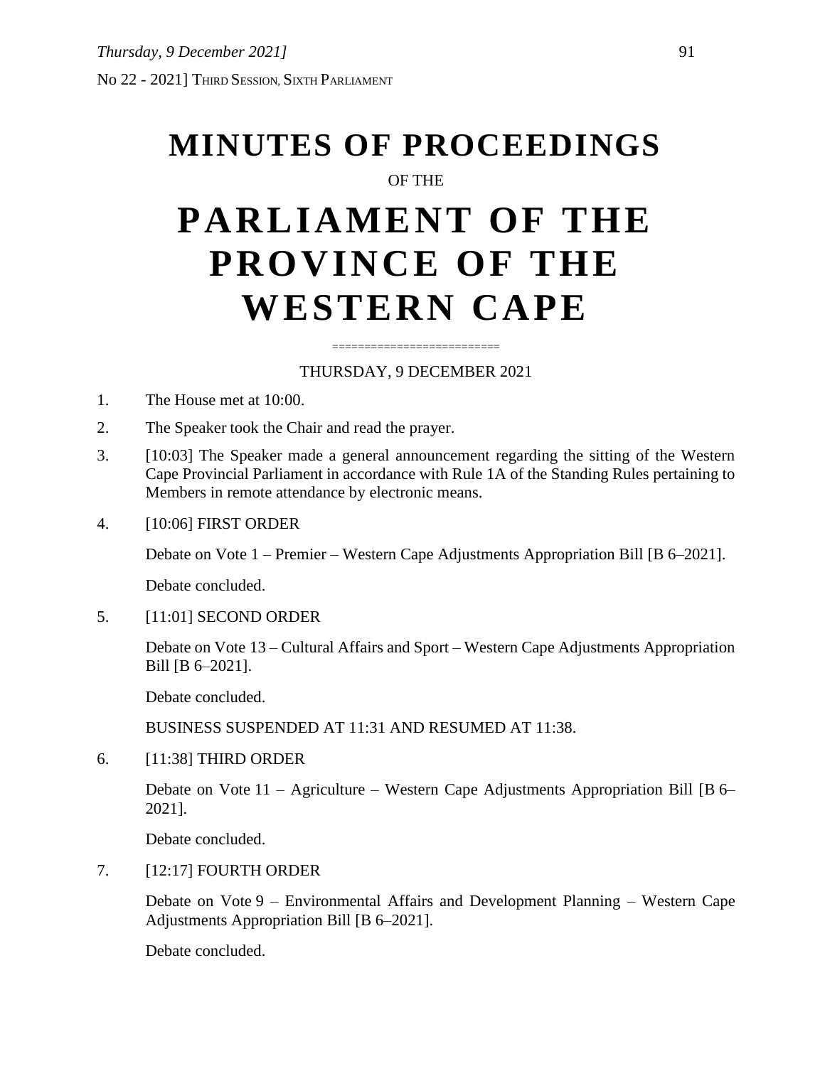# MINUTES OF PROCEEDINGS

OF THE

# PARLIAMENT OF THE PROVINCE OF THE WESTERN CAPE

=========================

THURSDAY, 9 DECEMBER 2021

1. The House met at 10:00.

2. The Speaker took the Chair and read the prayer.

3. [10:03] The Speaker made a general announcement regarding the sitting of the Western Cape Provincial Parliament in accordance with Rule 1A of the Standing Rules pertaining to Members in remote attendance by electronic means.

4. [10:06] FIRST ORDER

   Debate on Vote 1 – Premier – Western Cape Adjustments Appropriation Bill [B 6–2021].

   Debate concluded.

5. [11:01] SECOND ORDER

   Debate on Vote 13 – Cultural Affairs and Sport – Western Cape Adjustments Appropriation Bill [B 6–2021].

   Debate concluded.

   BUSINESS SUSPENDED AT 11:31 AND RESUMED AT 11:38.

6. [11:38] THIRD ORDER

   Debate on Vote 11 – Agriculture – Western Cape Adjustments Appropriation Bill [B 6–2021].

   Debate concluded.

7. [12:17] FOURTH ORDER

   Debate on Vote 9 – Environmental Affairs and Development Planning – Western Cape Adjustments Appropriation Bill [B 6–2021].

   Debate concluded.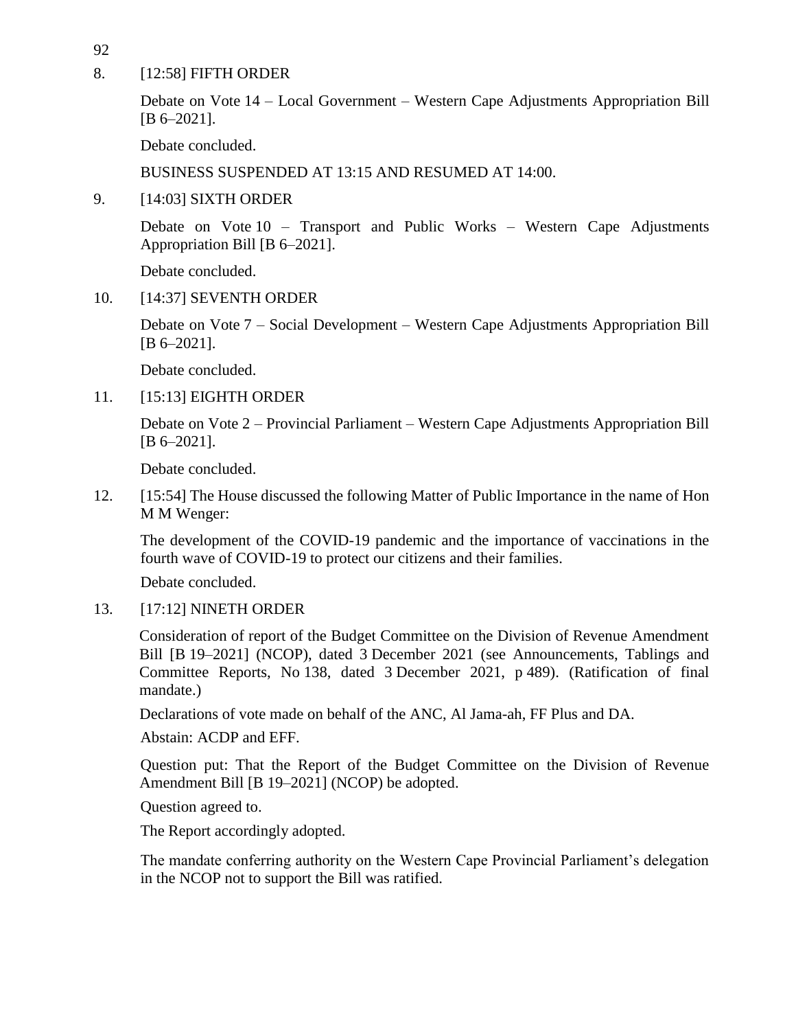8. [12:58] FIFTH ORDER

   Debate on Vote 14 – Local Government – Western Cape Adjustments Appropriation Bill [B 6–2021].

   Debate concluded.

   BUSINESS SUSPENDED AT 13:15 AND RESUMED AT 14:00.

9. [14:03] SIXTH ORDER

   Debate on Vote 10 – Transport and Public Works – Western Cape Adjustments Appropriation Bill [B 6–2021].

   Debate concluded.

10. [14:37] SEVENTH ORDER

    Debate on Vote 7 – Social Development – Western Cape Adjustments Appropriation Bill [B 6–2021].

    Debate concluded.

11. [15:13] EIGHTH ORDER

    Debate on Vote 2 – Provincial Parliament – Western Cape Adjustments Appropriation Bill [B 6–2021].

    Debate concluded.

12. [15:54] The House discussed the following Matter of Public Importance in the name of Hon M M Wenger:

    The development of the COVID-19 pandemic and the importance of vaccinations in the fourth wave of COVID-19 to protect our citizens and their families.

    Debate concluded.

13. [17:12] NINETH ORDER

    Consideration of report of the Budget Committee on the Division of Revenue Amendment Bill [B 19–2021] (NCOP), dated 3 December 2021 (see Announcements, Tablings and Committee Reports, No 138, dated 3 December 2021, p 489). (Ratification of final mandate.)

    Declarations of vote made on behalf of the ANC, Al Jama-ah, FF Plus and DA.

    Abstain: ACDP and EFF.

    Question put: That the Report of the Budget Committee on the Division of Revenue Amendment Bill [B 19–2021] (NCOP) be adopted.

    Question agreed to.

    The Report accordingly adopted.

    The mandate conferring authority on the Western Cape Provincial Parliament's delegation in the NCOP not to support the Bill was ratified.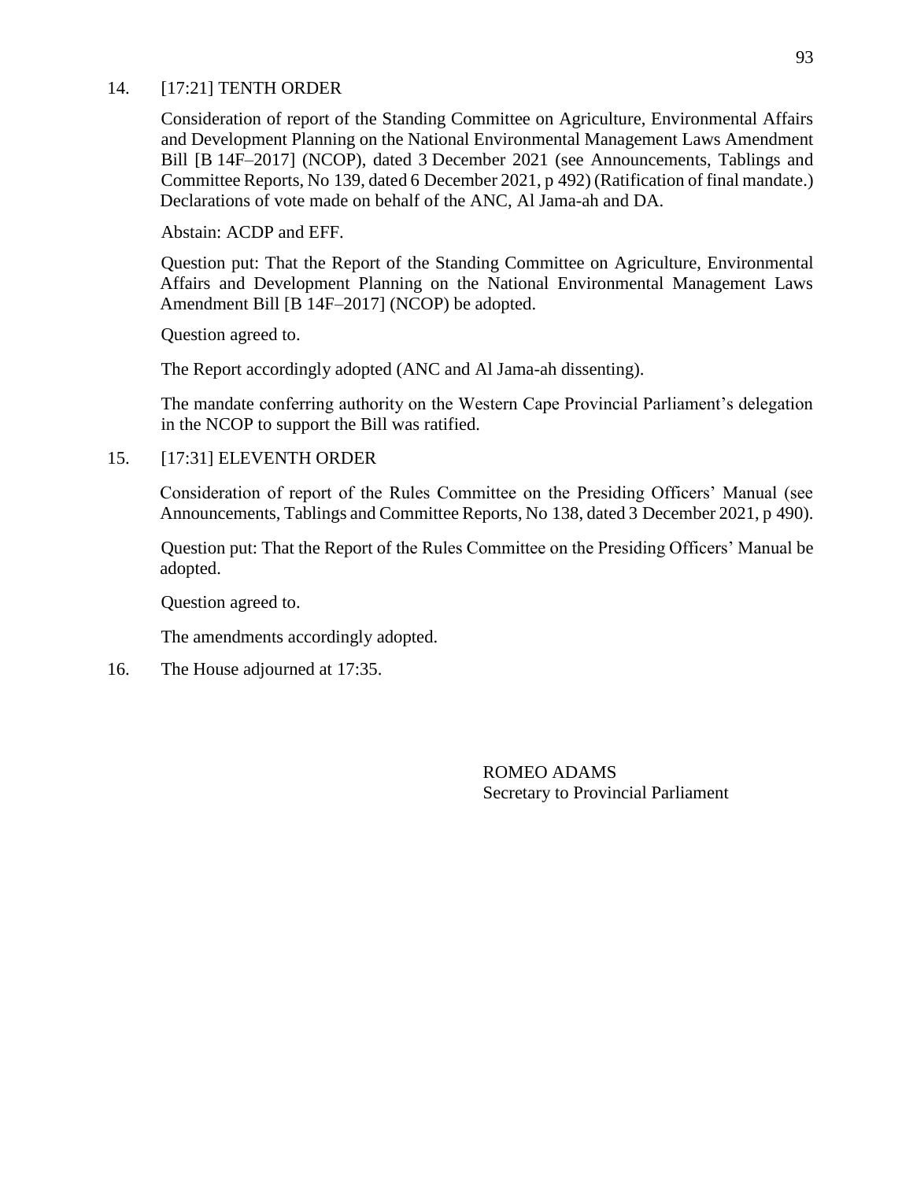14. [17:21] TENTH ORDER

    Consideration of report of the Standing Committee on Agriculture, Environmental Affairs and Development Planning on the National Environmental Management Laws Amendment Bill [B 14F–2017] (NCOP), dated 3 December 2021 (see Announcements, Tablings and Committee Reports, No 139, dated 6 December 2021, p 492) (Ratification of final mandate.) Declarations of vote made on behalf of the ANC, Al Jama-ah and DA.

    Abstain: ACDP and EFF.

    Question put: That the Report of the Standing Committee on Agriculture, Environmental Affairs and Development Planning on the National Environmental Management Laws Amendment Bill [B 14F–2017] (NCOP) be adopted.

    Question agreed to.

    The Report accordingly adopted (ANC and Al Jama-ah dissenting).

    The mandate conferring authority on the Western Cape Provincial Parliament's delegation in the NCOP to support the Bill was ratified.

15. [17:31] ELEVENTH ORDER

    Consideration of report of the Rules Committee on the Presiding Officers' Manual (see Announcements, Tablings and Committee Reports, No 138, dated 3 December 2021, p 490).

    Question put: That the Report of the Rules Committee on the Presiding Officers' Manual be adopted.

    Question agreed to.

    The amendments accordingly adopted.

16. The House adjourned at 17:35.

ROMEO ADAMS
Secretary to Provincial Parliament